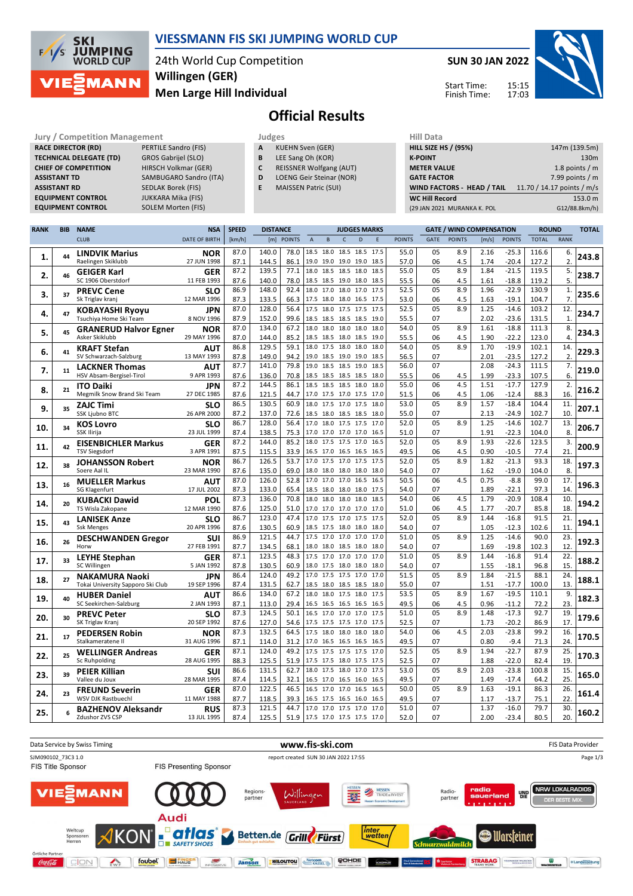# VIESSMANN FIS SKI JUMPING WORLD CUP

24th World Cup Competition
**Willingen (GER)**
**Men Large Hill Individual**

**SUN 30 JAN 2022**

Start Time: 15:15
Finish Time: 17:03

## Official Results

| Jury / Competition Management | |
|---|---|
| RACE DIRECTOR (RD) | PERTILE Sandro (FIS) |
| TECHNICAL DELEGATE (TD) | GROS Gabrijel (SLO) |
| CHIEF OF COMPETITION | HIRSCH Volkmar (GER) |
| ASSISTANT TD | SAMBUGARO Sandro (ITA) |
| ASSISTANT RD | SEDLAK Borek (FIS) |
| EQUIPMENT CONTROL | JUKKARA Mika (FIS) |
| EQUIPMENT CONTROL | SOLEM Morten (FIS) |

| Judges | |
|---|---|
| A | KUEHN Sven (GER) |
| B | LEE Sang Oh (KOR) |
| C | REISSNER Wolfgang (AUT) |
| D | LOENG Geir Steinar (NOR) |
| E | MAISSEN Patric (SUI) |

| Hill Data | |
|---|---|
| HILL SIZE HS / (95%) | 147m (139.5m) |
| K-POINT | 130m |
| METER VALUE | 1.8 points / m |
| GATE FACTOR | 7.99 points / m |
| WIND FACTORS - HEAD / TAIL | 11.70 / 14.17 points / m/s |
| WC Hill Record | 153.0 m |
| (29 JAN 2021 MURANKA K. POL | G12/88.8km/h) |

| RANK | BIB | NAME / CLUB | NSA / DATE OF BIRTH | SPEED [km/h] | DISTANCE [m] | DISTANCE POINTS | A | B | C | D | E | JUDGES POINTS | GATE | GATE POINTS | WIND [m/s] | WIND POINTS | ROUND TOTAL | ROUND RANK | TOTAL |
|---|---|---|---|---|---|---|---|---|---|---|---|---|---|---|---|---|---|---|---|
| 1. | 44 | LINDVIK Marius / Raelingen Skiklubb | NOR / 27 JUN 1998 | 87.0 | 140.0 | 78.0 | 18.5 | 18.0 | 18.5 | 18.5 | 17.5 | 55.0 | 05 | 8.9 | 2.16 | -25.3 | 116.6 | 6. | 243.8 |
| | | | | 87.1 | 144.5 | 86.1 | 19.0 | 19.0 | 19.0 | 19.0 | 18.5 | 57.0 | 06 | 4.5 | 1.74 | -20.4 | 127.2 | 2. | |
| 2. | 46 | GEIGER Karl / SC 1906 Oberstdorf | GER / 11 FEB 1993 | 87.2 | 139.5 | 77.1 | 18.0 | 18.5 | 18.5 | 18.0 | 18.5 | 55.0 | 05 | 8.9 | 1.84 | -21.5 | 119.5 | 5. | 238.7 |
| | | | | 87.6 | 140.0 | 78.0 | 18.5 | 18.5 | 19.0 | 18.0 | 18.5 | 55.5 | 06 | 4.5 | 1.61 | -18.8 | 119.2 | 5. | |
| 3. | 37 | PREVC Cene / Sk Triglav kranj | SLO / 12 MAR 1996 | 86.9 | 148.0 | 92.4 | 18.0 | 17.0 | 18.0 | 17.0 | 17.5 | 52.5 | 05 | 8.9 | 1.96 | -22.9 | 130.9 | 1. | 235.6 |
| | | | | 87.3 | 133.5 | 66.3 | 17.5 | 18.0 | 18.0 | 16.5 | 17.5 | 53.0 | 06 | 4.5 | 1.63 | -19.1 | 104.7 | 7. | |
| 4. | 47 | KOBAYASHI Ryoyu / Tsuchiya Home Ski Team | JPN / 8 NOV 1996 | 87.0 | 128.0 | 56.4 | 17.5 | 18.0 | 17.5 | 17.5 | 17.5 | 52.5 | 05 | 8.9 | 1.25 | -14.6 | 103.2 | 12. | 234.7 |
| | | | | 87.9 | 152.0 | 99.6 | 18.5 | 18.5 | 18.5 | 18.5 | 19.0 | 55.5 | 07 | | 2.02 | -23.6 | 131.5 | 1. | |
| 5. | 45 | GRANERUD Halvor Egner / Asker Skiklubb | NOR / 29 MAY 1996 | 87.0 | 134.0 | 67.2 | 18.0 | 18.0 | 18.0 | 18.0 | 18.0 | 54.0 | 05 | 8.9 | 1.61 | -18.8 | 111.3 | 8. | 234.3 |
| | | | | 87.0 | 144.0 | 85.2 | 18.5 | 18.5 | 18.0 | 18.5 | 18.5 | 55.5 | 06 | 4.5 | 1.90 | -22.2 | 123.0 | 4. | |
| 6. | 41 | KRAFT Stefan / SV Schwarzach-Salzburg | AUT / 13 MAY 1993 | 86.8 | 129.5 | 59.1 | 18.0 | 17.5 | 18.0 | 18.0 | 18.0 | 54.0 | 05 | 8.9 | 1.70 | -19.9 | 102.1 | 14. | 229.3 |
| | | | | 87.8 | 149.0 | 94.2 | 19.0 | 18.5 | 19.0 | 19.0 | 18.5 | 56.5 | 07 | | 2.01 | -23.5 | 127.2 | 2. | |
| 7. | 11 | LACKNER Thomas / HSV Absam-Bergisel-Tirol | AUT / 9 APR 1993 | 87.7 | 141.0 | 79.8 | 19.0 | 18.5 | 18.5 | 19.0 | 18.5 | 56.0 | 07 | | 2.08 | -24.3 | 111.5 | 7. | 219.0 |
| | | | | 87.6 | 136.0 | 70.8 | 18.5 | 18.5 | 18.5 | 18.5 | 18.0 | 55.5 | 06 | 4.5 | 1.99 | -23.3 | 107.5 | 6. | |
| 8. | 21 | ITO Daiki / Megmilk Snow Brand Ski Team | JPN / 27 DEC 1985 | 87.2 | 144.5 | 86.1 | 18.5 | 18.5 | 18.5 | 18.0 | 18.0 | 55.0 | 06 | 4.5 | 1.51 | -17.7 | 127.9 | 2. | 216.2 |
| | | | | 87.6 | 121.5 | 44.7 | 17.0 | 17.5 | 17.0 | 17.5 | 17.0 | 51.5 | 06 | 4.5 | 1.06 | -12.4 | 88.3 | 16. | |
| 9. | 35 | ZAJC Timi / SSK Ljubno BTC | SLO / 26 APR 2000 | 86.5 | 130.5 | 60.9 | 18.0 | 17.5 | 17.0 | 17.5 | 18.0 | 53.0 | 05 | 8.9 | 1.57 | -18.4 | 104.4 | 11. | 207.1 |
| | | | | 87.2 | 137.0 | 72.6 | 18.5 | 18.0 | 18.5 | 18.5 | 18.0 | 55.0 | 07 | | 2.13 | -24.9 | 102.7 | 10. | |
| 10. | 34 | KOS Lovro / SSK Ilirija | SLO / 23 JUL 1999 | 86.7 | 128.0 | 56.4 | 17.0 | 18.0 | 17.5 | 17.5 | 17.0 | 52.0 | 05 | 8.9 | 1.25 | -14.6 | 102.7 | 13. | 206.7 |
| | | | | 87.4 | 138.5 | 75.3 | 17.0 | 17.0 | 17.0 | 17.0 | 16.5 | 51.0 | 07 | | 1.91 | -22.3 | 104.0 | 8. | |
| 11. | 42 | EISENBICHLER Markus / TSV Siegsdorf | GER / 3 APR 1991 | 87.2 | 144.0 | 85.2 | 18.0 | 17.5 | 17.5 | 17.0 | 16.5 | 52.0 | 05 | 8.9 | 1.93 | -22.6 | 123.5 | 3. | 200.9 |
| | | | | 87.5 | 115.5 | 33.9 | 16.5 | 17.0 | 16.5 | 16.5 | 16.5 | 49.5 | 06 | 4.5 | 0.90 | -10.5 | 77.4 | 21. | |
| 12. | 38 | JOHANSSON Robert / Soere Aal IL | NOR / 23 MAR 1990 | 86.7 | 126.5 | 53.7 | 17.0 | 17.5 | 17.0 | 17.5 | 17.5 | 52.0 | 05 | 8.9 | 1.82 | -21.3 | 93.3 | 18. | 197.3 |
| | | | | 87.6 | 135.0 | 69.0 | 18.0 | 18.0 | 18.0 | 18.0 | 18.0 | 54.0 | 07 | | 1.62 | -19.0 | 104.0 | 8. | |
| 13. | 16 | MUELLER Markus / SG Klagenfurt | AUT / 17 JUL 2002 | 87.0 | 126.0 | 52.8 | 17.0 | 17.0 | 17.0 | 16.5 | 16.5 | 50.5 | 06 | 4.5 | 0.75 | -8.8 | 99.0 | 17. | 196.3 |
| | | | | 87.3 | 133.0 | 65.4 | 18.5 | 18.0 | 18.0 | 18.0 | 17.5 | 54.0 | 07 | | 1.89 | -22.1 | 97.3 | 14. | |
| 14. | 20 | KUBACKI Dawid / TS Wisla Zakopane | POL / 12 MAR 1990 | 87.3 | 136.0 | 70.8 | 18.0 | 18.0 | 18.0 | 18.0 | 18.5 | 54.0 | 06 | 4.5 | 1.79 | -20.9 | 108.4 | 10. | 194.2 |
| | | | | 87.6 | 125.0 | 51.0 | 17.0 | 17.0 | 17.0 | 17.0 | 17.0 | 51.0 | 06 | 4.5 | 1.77 | -20.7 | 85.8 | 18. | |
| 15. | 43 | LANISEK Anze / Ssk Menges | SLO / 20 APR 1996 | 86.7 | 123.0 | 47.4 | 17.5 | 17.5 | 17.0 | 17.5 | 17.5 | 52.0 | 05 | 8.9 | 1.44 | -16.8 | 91.5 | 21. | 194.1 |
| | | | | 87.6 | 130.5 | 60.9 | 18.5 | 17.5 | 18.0 | 18.0 | 18.0 | 54.0 | 07 | | 1.05 | -12.3 | 102.6 | 11. | |
| 16. | 26 | DESCHWANDEN Gregor / Horw | SUI / 27 FEB 1991 | 86.9 | 121.5 | 44.7 | 17.5 | 17.0 | 17.0 | 17.0 | 17.0 | 51.0 | 05 | 8.9 | 1.25 | -14.6 | 90.0 | 23. | 192.3 |
| | | | | 87.7 | 134.5 | 68.1 | 18.0 | 18.0 | 18.5 | 18.0 | 18.0 | 54.0 | 07 | | 1.69 | -19.8 | 102.3 | 12. | |
| 17. | 33 | LEYHE Stephan / SC Willingen | GER / 5 JAN 1992 | 87.1 | 123.5 | 48.3 | 17.5 | 17.0 | 17.0 | 17.0 | 17.0 | 51.0 | 05 | 8.9 | 1.44 | -16.8 | 91.4 | 22. | 188.2 |
| | | | | 87.8 | 130.5 | 60.9 | 18.0 | 17.5 | 18.0 | 18.0 | 18.0 | 54.0 | 07 | | 1.55 | -18.1 | 96.8 | 15. | |
| 18. | 27 | NAKAMURA Naoki / Tokai University Sapporo Ski Club | JPN / 19 SEP 1996 | 86.4 | 124.0 | 49.2 | 17.0 | 17.5 | 17.5 | 17.0 | 17.0 | 51.5 | 05 | 8.9 | 1.84 | -21.5 | 88.1 | 24. | 188.1 |
| | | | | 87.4 | 131.5 | 62.7 | 18.5 | 18.0 | 18.5 | 18.5 | 18.0 | 55.0 | 07 | | 1.51 | -17.7 | 100.0 | 13. | |
| 19. | 40 | HUBER Daniel / SC Seekirchen-Salzburg | AUT / 2 JAN 1993 | 86.6 | 134.0 | 67.2 | 18.0 | 18.0 | 17.5 | 18.0 | 17.5 | 53.5 | 05 | 8.9 | 1.67 | -19.5 | 110.1 | 9. | 182.3 |
| | | | | 87.1 | 113.0 | 29.4 | 16.5 | 16.5 | 16.5 | 16.5 | 16.5 | 49.5 | 06 | 4.5 | 0.96 | -11.2 | 72.2 | 23. | |
| 20. | 30 | PREVC Peter / SK Triglav Kranj | SLO / 20 SEP 1992 | 87.3 | 124.5 | 50.1 | 16.5 | 17.0 | 17.0 | 17.0 | 17.5 | 51.0 | 05 | 8.9 | 1.48 | -17.3 | 92.7 | 19. | 179.6 |
| | | | | 87.6 | 127.0 | 54.6 | 17.5 | 17.5 | 17.5 | 17.0 | 17.5 | 52.5 | 07 | | 1.73 | -20.2 | 86.9 | 17. | |
| 21. | 17 | PEDERSEN Robin / Stalkameratene Il | NOR / 31 AUG 1996 | 87.3 | 132.5 | 64.5 | 17.5 | 18.0 | 18.0 | 18.0 | 18.0 | 54.0 | 06 | 4.5 | 2.03 | -23.8 | 99.2 | 16. | 170.5 |
| | | | | 87.1 | 114.0 | 31.2 | 17.0 | 16.5 | 16.5 | 16.5 | 16.5 | 49.5 | 07 | | 0.80 | -9.4 | 71.3 | 24. | |
| 22. | 25 | WELLINGER Andreas / Sc Ruhpolding | GER / 28 AUG 1995 | 87.1 | 124.0 | 49.2 | 17.5 | 17.5 | 17.5 | 17.5 | 17.0 | 52.5 | 05 | 8.9 | 1.94 | -22.7 | 87.9 | 25. | 170.3 |
| | | | | 88.3 | 125.5 | 51.9 | 17.5 | 17.5 | 18.0 | 17.5 | 17.5 | 52.5 | 07 | | 1.88 | -22.0 | 82.4 | 19. | |
| 23. | 39 | PEIER Killian / Vallee du Joux | SUI / 28 MAR 1995 | 86.6 | 131.5 | 62.7 | 18.0 | 17.5 | 18.0 | 17.0 | 17.5 | 53.0 | 05 | 8.9 | 2.03 | -23.8 | 100.8 | 15. | 165.0 |
| | | | | 87.4 | 114.5 | 32.1 | 16.5 | 17.0 | 16.5 | 16.0 | 16.5 | 49.5 | 07 | | 1.49 | -17.4 | 64.2 | 25. | |
| 24. | 23 | FREUND Severin / WSV DJK Rastbuechl | GER / 11 MAY 1988 | 87.0 | 122.5 | 46.5 | 16.5 | 17.0 | 17.0 | 16.5 | 16.5 | 50.0 | 05 | 8.9 | 1.63 | -19.1 | 86.3 | 26. | 161.4 |
| | | | | 87.7 | 118.5 | 39.3 | 16.5 | 17.5 | 16.5 | 16.0 | 16.5 | 49.5 | 07 | | 1.17 | -13.7 | 75.1 | 22. | |
| 25. | 6 | BAZHENOV Aleksandr / Zdushor ZVS CSP | RUS / 13 JUL 1995 | 87.3 | 121.5 | 44.7 | 17.0 | 17.0 | 17.5 | 17.0 | 17.0 | 51.0 | 07 | | 1.37 | -16.0 | 79.7 | 30. | 160.2 |
| | | | | 87.4 | 125.5 | 51.9 | 17.5 | 17.0 | 17.5 | 17.5 | 17.0 | 52.0 | 07 | | 2.00 | -23.4 | 80.5 | 20. | |

Data Service by Swiss Timing — www.fis-ski.com — FIS Data Provider

SJM090102_73C3 1.0 — report created SUN 30 JAN 2022 17:55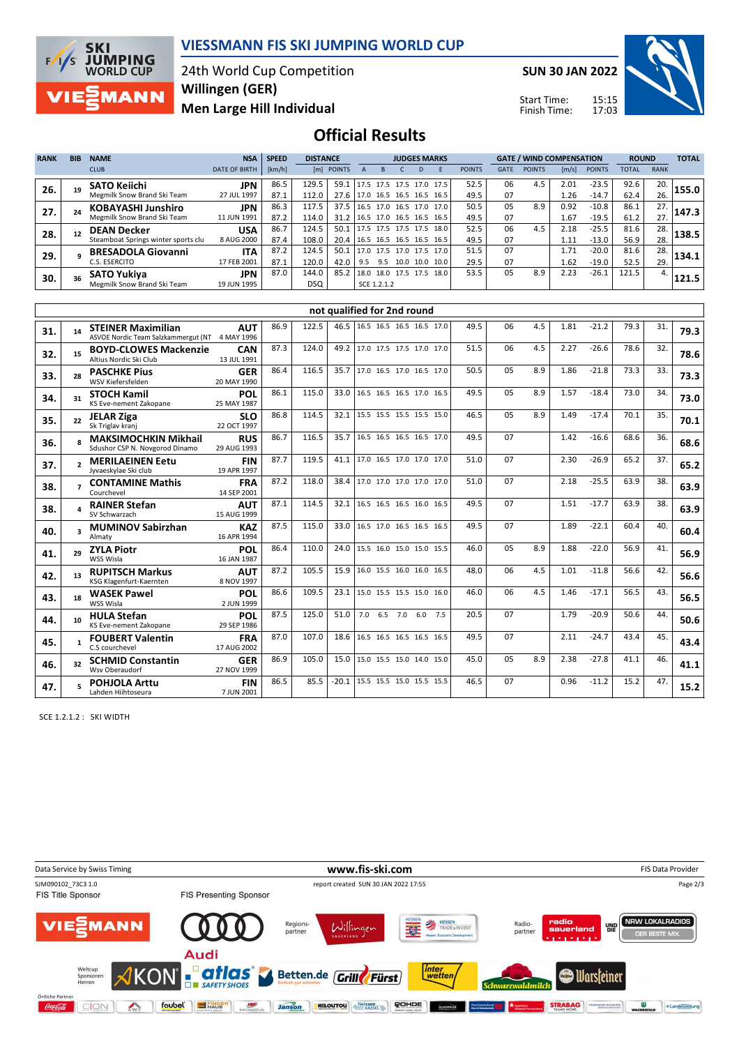# VIESSMANN FIS SKI JUMPING WORLD CUP

24th World Cup Competition
**Willingen (GER)**
**Men Large Hill Individual**

**SUN 30 JAN 2022**

Start Time: 15:15
Finish Time: 17:03

## Official Results

| RANK | BIB | NAME / CLUB | NSA / DATE OF BIRTH | SPEED [km/h] | DISTANCE [m] | DISTANCE POINTS | A | B | C | D | E | JUDGES POINTS | GATE | GATE POINTS | WIND [m/s] | WIND POINTS | ROUND TOTAL | ROUND RANK | TOTAL |
|---|---|---|---|---|---|---|---|---|---|---|---|---|---|---|---|---|---|---|---|
| 26. | 19 | **SATO Keiichi** Megmilk Snow Brand Ski Team | JPN 27 JUL 1997 | 86.5 | 129.5 | 59.1 | 17.5 | 17.5 | 17.5 | 17.0 | 17.5 | 52.5 | 06 | 4.5 | 2.01 | -23.5 | 92.6 | 20. | **155.0** |
| | | | | 87.1 | 112.0 | 27.6 | 17.0 | 16.5 | 16.5 | 16.5 | 16.5 | 49.5 | 07 | | 1.26 | -14.7 | 62.4 | 26. | |
| 27. | 24 | **KOBAYASHI Junshiro** Megmilk Snow Brand Ski Team | JPN 11 JUN 1991 | 86.3 | 117.5 | 37.5 | 16.5 | 17.0 | 16.5 | 17.0 | 17.0 | 50.5 | 05 | 8.9 | 0.92 | -10.8 | 86.1 | 27. | **147.3** |
| | | | | 87.2 | 114.0 | 31.2 | 16.5 | 17.0 | 16.5 | 16.5 | 16.5 | 49.5 | 07 | | 1.67 | -19.5 | 61.2 | 27. | |
| 28. | 12 | **DEAN Decker** Steamboat Springs winter sports clu | USA 8 AUG 2000 | 86.7 | 124.5 | 50.1 | 17.5 | 17.5 | 17.5 | 17.5 | 18.0 | 52.5 | 06 | 4.5 | 2.18 | -25.5 | 81.6 | 28. | **138.5** |
| | | | | 87.4 | 108.0 | 20.4 | 16.5 | 16.5 | 16.5 | 16.5 | 16.5 | 49.5 | 07 | | 1.11 | -13.0 | 56.9 | 28. | |
| 29. | 9 | **BRESADOLA Giovanni** C.S. ESERCITO | ITA 17 FEB 2001 | 87.2 | 124.5 | 50.1 | 17.0 | 17.5 | 17.0 | 17.5 | 17.0 | 51.5 | 07 | | 1.71 | -20.0 | 81.6 | 28. | **134.1** |
| | | | | 87.1 | 120.0 | 42.0 | 9.5 | 9.5 | 10.0 | 10.0 | 10.0 | 29.5 | 07 | | 1.62 | -19.0 | 52.5 | 29. | |
| 30. | 36 | **SATO Yukiya** Megmilk Snow Brand Ski Team | JPN 19 JUN 1995 | 87.0 | 144.0 | 85.2 | 18.0 | 18.0 | 17.5 | 17.5 | 18.0 | 53.5 | 05 | 8.9 | 2.23 | -26.1 | 121.5 | 4. | **121.5** |
| | | | | | DSQ | | SCE 1.2.1.2 | | | | | | | | | | | | |

### not qualified for 2nd round

| RANK | BIB | NAME / CLUB | NSA / DATE OF BIRTH | SPEED [km/h] | DISTANCE [m] | DISTANCE POINTS | A | B | C | D | E | JUDGES POINTS | GATE | GATE POINTS | WIND [m/s] | WIND POINTS | ROUND TOTAL | ROUND RANK | TOTAL |
|---|---|---|---|---|---|---|---|---|---|---|---|---|---|---|---|---|---|---|---|
| 31. | 14 | **STEINER Maximilian** ASVOE Nordic Team Salzkammergut (NT | AUT 4 MAY 1996 | 86.9 | 122.5 | 46.5 | 16.5 | 16.5 | 16.5 | 16.5 | 17.0 | 49.5 | 06 | 4.5 | 1.81 | -21.2 | 79.3 | 31. | **79.3** |
| 32. | 15 | **BOYD-CLOWES Mackenzie** Altius Nordic Ski Club | CAN 13 JUL 1991 | 87.3 | 124.0 | 49.2 | 17.0 | 17.5 | 17.5 | 17.0 | 17.0 | 51.5 | 06 | 4.5 | 2.27 | -26.6 | 78.6 | 32. | **78.6** |
| 33. | 28 | **PASCHKE Pius** WSV Kiefersfelden | GER 20 MAY 1990 | 86.4 | 116.5 | 35.7 | 17.0 | 16.5 | 17.0 | 16.5 | 17.0 | 50.5 | 05 | 8.9 | 1.86 | -21.8 | 73.3 | 33. | **73.3** |
| 34. | 31 | **STOCH Kamil** KS Eve-nement Zakopane | POL 25 MAY 1987 | 86.1 | 115.0 | 33.0 | 16.5 | 16.5 | 16.5 | 17.0 | 16.5 | 49.5 | 05 | 8.9 | 1.57 | -18.4 | 73.0 | 34. | **73.0** |
| 35. | 22 | **JELAR Ziga** Sk Triglav kranj | SLO 22 OCT 1997 | 86.8 | 114.5 | 32.1 | 15.5 | 15.5 | 15.5 | 15.5 | 15.0 | 46.5 | 05 | 8.9 | 1.49 | -17.4 | 70.1 | 35. | **70.1** |
| 36. | 8 | **MAKSIMOCHKIN Mikhail** Sdushor CSP N. Novgorod Dinamo | RUS 29 AUG 1993 | 86.7 | 116.5 | 35.7 | 16.5 | 16.5 | 16.5 | 16.5 | 17.0 | 49.5 | 07 | | 1.42 | -16.6 | 68.6 | 36. | **68.6** |
| 37. | 2 | **MERILAEINEN Eetu** Jyvaeskylae Ski club | FIN 19 APR 1997 | 87.7 | 119.5 | 41.1 | 17.0 | 16.5 | 17.0 | 17.0 | 17.0 | 51.0 | 07 | | 2.30 | -26.9 | 65.2 | 37. | **65.2** |
| 38. | 7 | **CONTAMINE Mathis** Courchevel | FRA 14 SEP 2001 | 87.2 | 118.0 | 38.4 | 17.0 | 17.0 | 17.0 | 17.0 | 17.0 | 51.0 | 07 | | 2.18 | -25.5 | 63.9 | 38. | **63.9** |
| 38. | 4 | **RAINER Stefan** SV Schwarzach | AUT 15 AUG 1999 | 87.1 | 114.5 | 32.1 | 16.5 | 16.5 | 16.5 | 16.0 | 16.5 | 49.5 | 07 | | 1.51 | -17.7 | 63.9 | 38. | **63.9** |
| 40. | 3 | **MUMINOV Sabirzhan** Almaty | KAZ 16 APR 1994 | 87.5 | 115.0 | 33.0 | 16.5 | 17.0 | 16.5 | 16.5 | 16.5 | 49.5 | 07 | | 1.89 | -22.1 | 60.4 | 40. | **60.4** |
| 41. | 29 | **ZYLA Piotr** WSS Wisla | POL 16 JAN 1987 | 86.4 | 110.0 | 24.0 | 15.5 | 16.0 | 15.0 | 15.0 | 15.5 | 46.0 | 05 | 8.9 | 1.88 | -22.0 | 56.9 | 41. | **56.9** |
| 42. | 13 | **RUPITSCH Markus** KSG Klagenfurt-Kaernten | AUT 8 NOV 1997 | 87.2 | 105.5 | 15.9 | 16.0 | 15.5 | 16.0 | 16.0 | 16.5 | 48.0 | 06 | 4.5 | 1.01 | -11.8 | 56.6 | 42. | **56.6** |
| 43. | 18 | **WASEK Pawel** WSS Wisla | POL 2 JUN 1999 | 86.6 | 109.5 | 23.1 | 15.0 | 15.5 | 15.5 | 15.0 | 16.0 | 46.0 | 06 | 4.5 | 1.46 | -17.1 | 56.5 | 43. | **56.5** |
| 44. | 10 | **HULA Stefan** KS Eve-nement Zakopane | POL 29 SEP 1986 | 87.5 | 125.0 | 51.0 | 7.0 | 6.5 | 7.0 | 6.0 | 7.5 | 20.5 | 07 | | 1.79 | -20.9 | 50.6 | 44. | **50.6** |
| 45. | 1 | **FOUBERT Valentin** C.S courchevel | FRA 17 AUG 2002 | 87.0 | 107.0 | 18.6 | 16.5 | 16.5 | 16.5 | 16.5 | 16.5 | 49.5 | 07 | | 2.11 | -24.7 | 43.4 | 45. | **43.4** |
| 46. | 32 | **SCHMID Constantin** Wsv Oberaudorf | GER 27 NOV 1999 | 86.9 | 105.0 | 15.0 | 15.0 | 15.5 | 15.0 | 14.0 | 15.0 | 45.0 | 05 | 8.9 | 2.38 | -27.8 | 41.1 | 46. | **41.1** |
| 47. | 5 | **POHJOLA Arttu** Lahden Hiihtoseura | FIN 7 JUN 2001 | 86.5 | 85.5 | -20.1 | 15.5 | 15.5 | 15.0 | 15.5 | 15.5 | 46.5 | 07 | | 0.96 | -11.2 | 15.2 | 47. | **15.2** |

SCE 1.2.1.2 : SKI WIDTH

Data Service by Swiss Timing — www.fis-ski.com — FIS Data Provider

SJM090102_73C3 1.0 — report created SUN 30 JAN 2022 17:55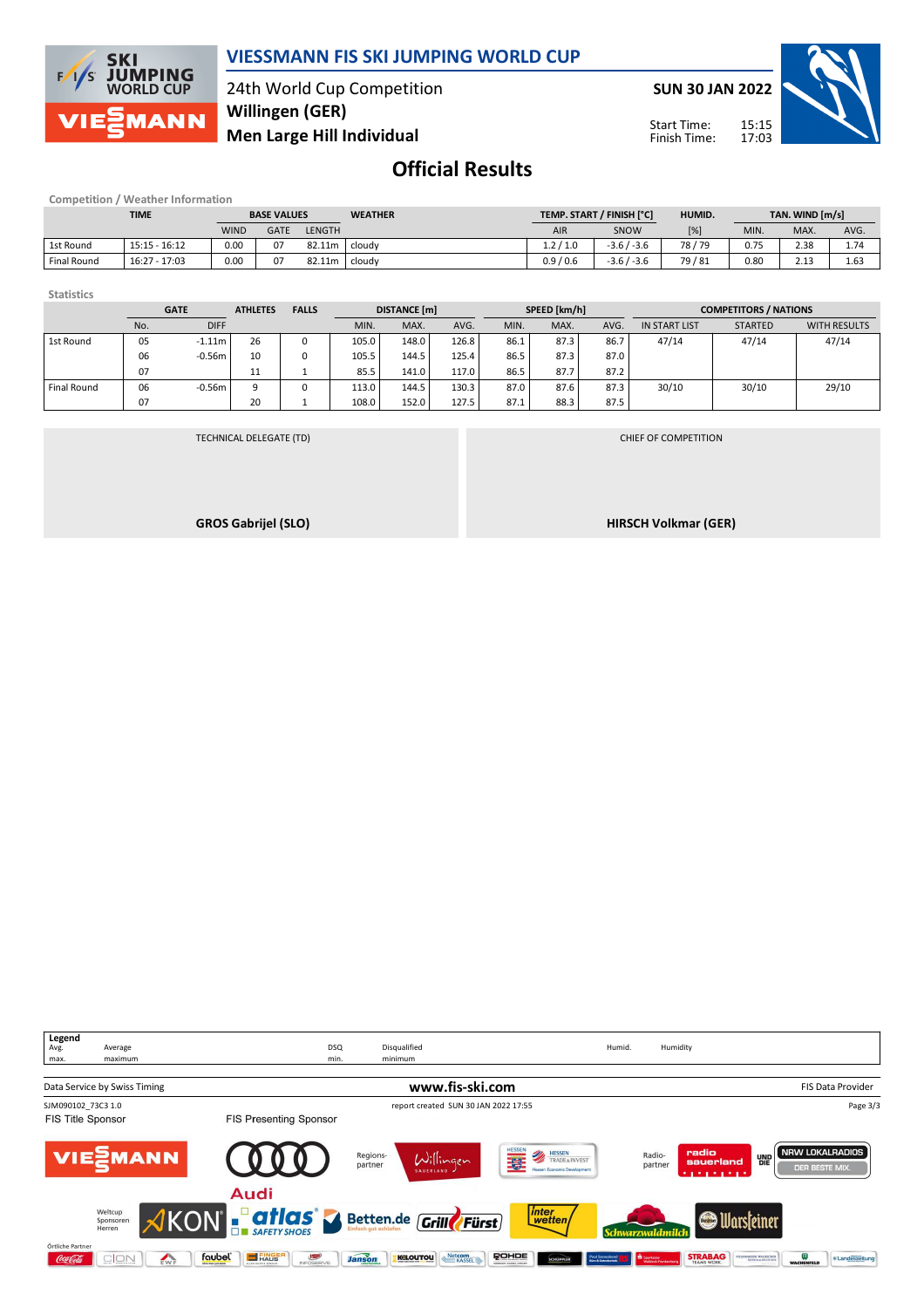# VIESSMANN FIS SKI JUMPING WORLD CUP

24th World Cup Competition

**Willingen (GER)**

**Men Large Hill Individual**

**SUN 30 JAN 2022**

Start Time: 15:15
Finish Time: 17:03

## Official Results

### Competition / Weather Information

| | TIME | BASE VALUES | | | WEATHER | TEMP. START / FINISH [°C] | | HUMID. | TAN. WIND [m/s] | | |
|---|---|---|---|---|---|---|---|---|---|---|---|
| | | WIND | GATE | LENGTH | | AIR | SNOW | [%] | MIN. | MAX. | AVG. |
| 1st Round | 15:15 - 16:12 | 0.00 | 07 | 82.11m | cloudy | 1.2 / 1.0 | -3.6 / -3.6 | 78 / 79 | 0.75 | 2.38 | 1.74 |
| Final Round | 16:27 - 17:03 | 0.00 | 07 | 82.11m | cloudy | 0.9 / 0.6 | -3.6 / -3.6 | 79 / 81 | 0.80 | 2.13 | 1.63 |

### Statistics

| | GATE | | ATHLETES | FALLS | DISTANCE [m] | | | SPEED [km/h] | | | COMPETITORS / NATIONS | | |
|---|---|---|---|---|---|---|---|---|---|---|---|---|---|
| | No. | DIFF | | | MIN. | MAX. | AVG. | MIN. | MAX. | AVG. | IN START LIST | STARTED | WITH RESULTS |
| 1st Round | 05 | -1.11m | 26 | 0 | 105.0 | 148.0 | 126.8 | 86.1 | 87.3 | 86.7 | 47/14 | 47/14 | 47/14 |
| | 06 | -0.56m | 10 | 0 | 105.5 | 144.5 | 125.4 | 86.5 | 87.3 | 87.0 | | | |
| | 07 | | 11 | 1 | 85.5 | 141.0 | 117.0 | 86.5 | 87.7 | 87.2 | | | |
| Final Round | 06 | -0.56m | 9 | 0 | 113.0 | 144.5 | 130.3 | 87.0 | 87.6 | 87.3 | 30/10 | 30/10 | 29/10 |
| | 07 | | 20 | 1 | 108.0 | 152.0 | 127.5 | 87.1 | 88.3 | 87.5 | | | |

| TECHNICAL DELEGATE (TD) | CHIEF OF COMPETITION |
|---|---|
| **GROS Gabrijel (SLO)** | **HIRSCH Volkmar (GER)** |

**Legend**

| | | | | | |
|---|---|---|---|---|---|
| Avg. | Average | DSQ | Disqualified | Humid. | Humidity |
| max. | maximum | min. | minimum | | |

Data Service by Swiss Timing — www.fis-ski.com — FIS Data Provider

SJM090102_73C3 1.0 — report created SUN 30 JAN 2022 17:55

FIS Title Sponsor — FIS Presenting Sponsor